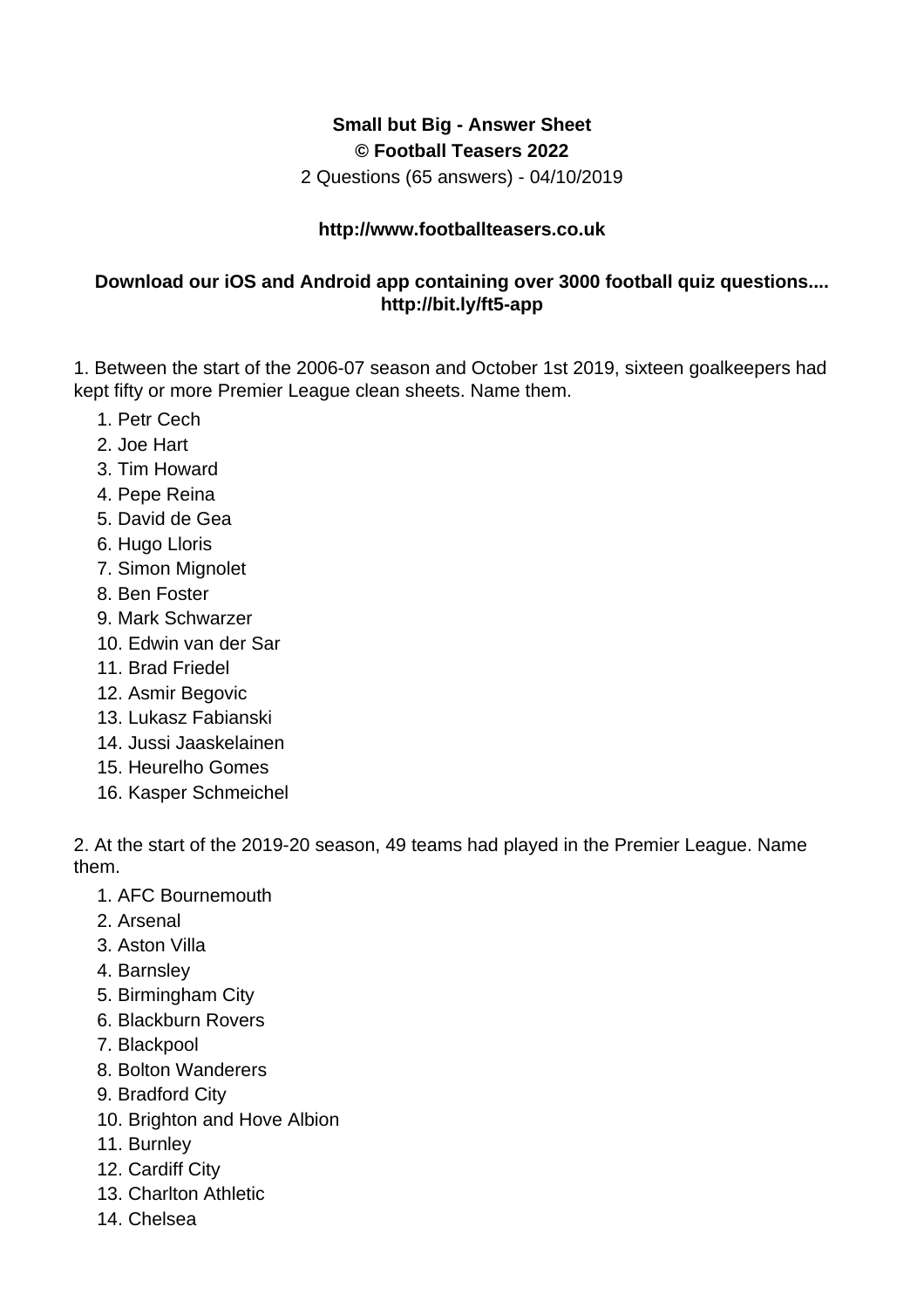**Small but Big - Answer Sheet**
**© Football Teasers 2022**
2 Questions (65 answers) - 04/10/2019

**http://www.footballteasers.co.uk**

**Download our iOS and Android app containing over 3000 football quiz questions.... http://bit.ly/ft5-app**

1. Between the start of the 2006-07 season and October 1st 2019, sixteen goalkeepers had kept fifty or more Premier League clean sheets. Name them.

1. Petr Cech
2. Joe Hart
3. Tim Howard
4. Pepe Reina
5. David de Gea
6. Hugo Lloris
7. Simon Mignolet
8. Ben Foster
9. Mark Schwarzer
10. Edwin van der Sar
11. Brad Friedel
12. Asmir Begovic
13. Lukasz Fabianski
14. Jussi Jaaskelainen
15. Heurelho Gomes
16. Kasper Schmeichel

2. At the start of the 2019-20 season, 49 teams had played in the Premier League. Name them.

1. AFC Bournemouth
2. Arsenal
3. Aston Villa
4. Barnsley
5. Birmingham City
6. Blackburn Rovers
7. Blackpool
8. Bolton Wanderers
9. Bradford City
10. Brighton and Hove Albion
11. Burnley
12. Cardiff City
13. Charlton Athletic
14. Chelsea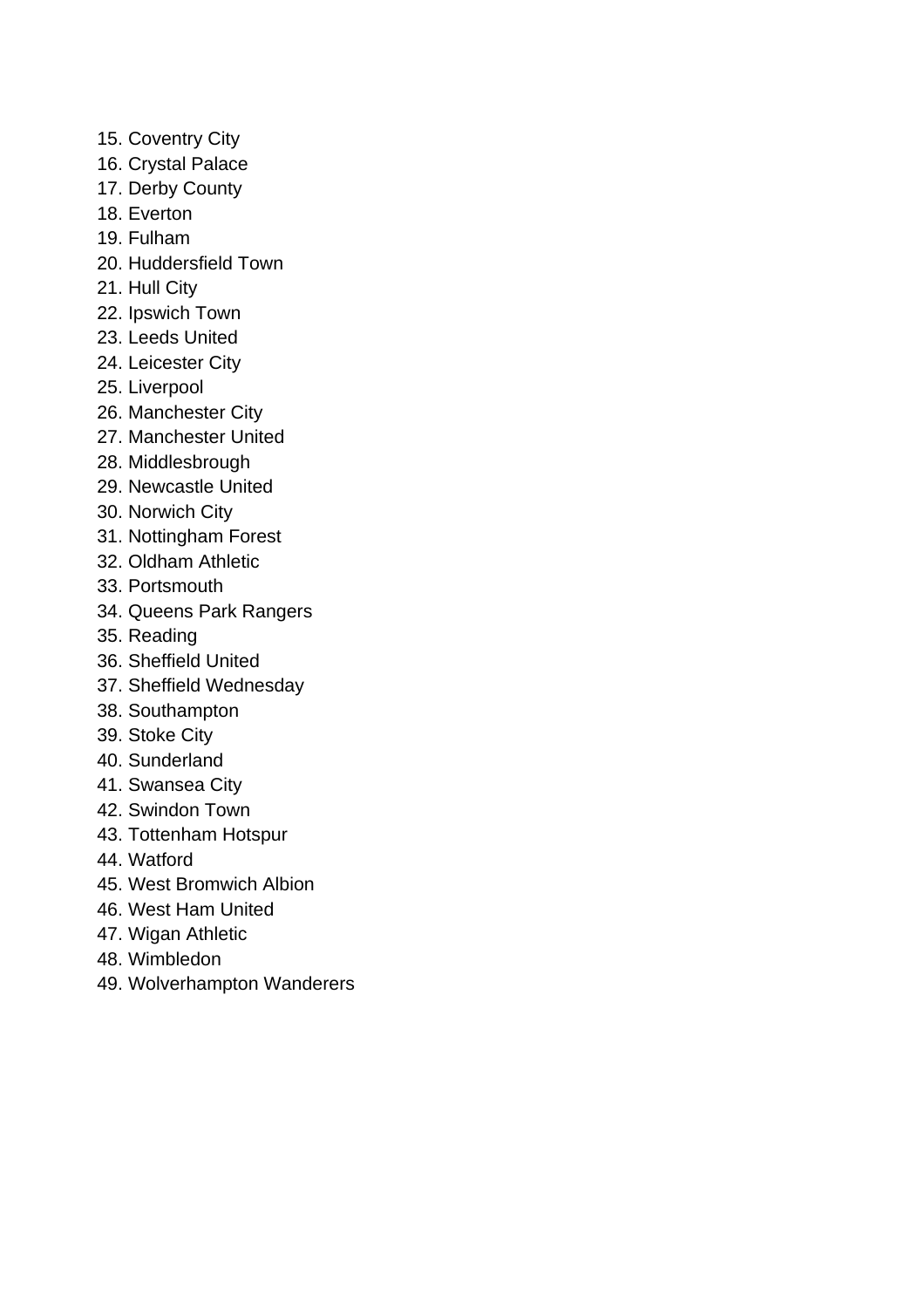15. Coventry City
16. Crystal Palace
17. Derby County
18. Everton
19. Fulham
20. Huddersfield Town
21. Hull City
22. Ipswich Town
23. Leeds United
24. Leicester City
25. Liverpool
26. Manchester City
27. Manchester United
28. Middlesbrough
29. Newcastle United
30. Norwich City
31. Nottingham Forest
32. Oldham Athletic
33. Portsmouth
34. Queens Park Rangers
35. Reading
36. Sheffield United
37. Sheffield Wednesday
38. Southampton
39. Stoke City
40. Sunderland
41. Swansea City
42. Swindon Town
43. Tottenham Hotspur
44. Watford
45. West Bromwich Albion
46. West Ham United
47. Wigan Athletic
48. Wimbledon
49. Wolverhampton Wanderers